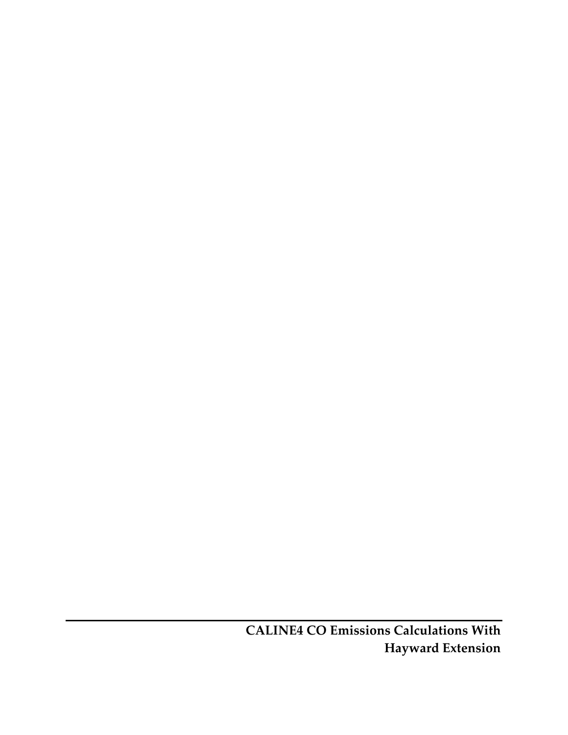**CALINE4 CO Emissions Calculations With Hayward Extension**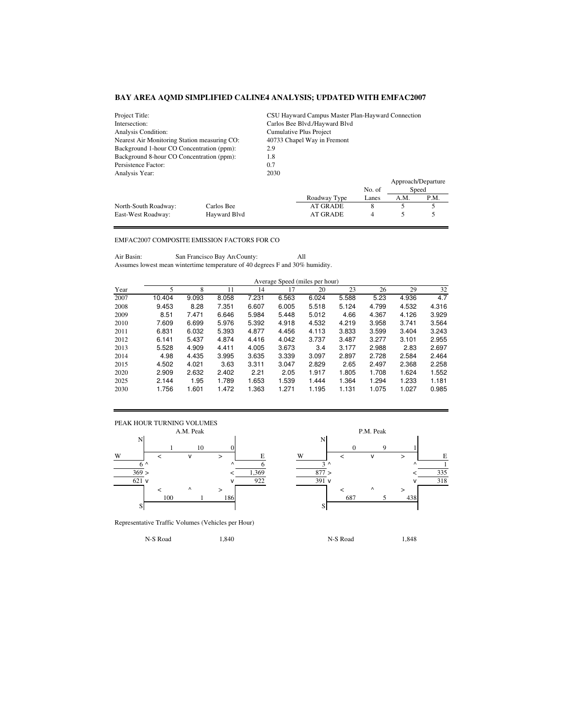# BAY AREA AQMD SIMPLIFIED CALINE4 ANALYSIS; UPDATED WITH EMFAC2007

| | |
|---|---|
| Project Title: | CSU Hayward Campus Master Plan-Hayward Connection |
| Intersection: | Carlos Bee Blvd./Hayward Blvd |
| Analysis Condition: | Cumulative Plus Project |
| Nearest Air Monitoring Station measuring CO: | 40733 Chapel Way in Fremont |
| Background 1-hour CO Concentration (ppm): | 2.9 |
| Background 8-hour CO Concentration (ppm): | 1.8 |
| Persistence Factor: | 0.7 |
| Analysis Year: | 2030 |

| | | | No. of | Approach/Departure Speed | |
|---|---|---|---|---|---|
| | | Roadway Type | Lanes | A.M. | P.M. |
| North-South Roadway: | Carlos Bee | AT GRADE | 8 | 5 | 5 |
| East-West Roadway: | Hayward Blvd | AT GRADE | 4 | 5 | 5 |

EMFAC2007 COMPOSITE EMISSION FACTORS FOR CO

Air Basin: San Francisco Bay Ar County: All

Assumes lowest mean wintertime temperature of 40 degrees F and 30% humidity.

| | Average Speed (miles per hour) | | | | | | | | | |
|---|---|---|---|---|---|---|---|---|---|---|
| Year | 5 | 8 | 11 | 14 | 17 | 20 | 23 | 26 | 29 | 32 |
| 2007 | 10.404 | 9.093 | 8.058 | 7.231 | 6.563 | 6.024 | 5.588 | 5.23 | 4.936 | 4.7 |
| 2008 | 9.453 | 8.28 | 7.351 | 6.607 | 6.005 | 5.518 | 5.124 | 4.799 | 4.532 | 4.316 |
| 2009 | 8.51 | 7.471 | 6.646 | 5.984 | 5.448 | 5.012 | 4.66 | 4.367 | 4.126 | 3.929 |
| 2010 | 7.609 | 6.699 | 5.976 | 5.392 | 4.918 | 4.532 | 4.219 | 3.958 | 3.741 | 3.564 |
| 2011 | 6.831 | 6.032 | 5.393 | 4.877 | 4.456 | 4.113 | 3.833 | 3.599 | 3.404 | 3.243 |
| 2012 | 6.141 | 5.437 | 4.874 | 4.416 | 4.042 | 3.737 | 3.487 | 3.277 | 3.101 | 2.955 |
| 2013 | 5.528 | 4.909 | 4.411 | 4.005 | 3.673 | 3.4 | 3.177 | 2.988 | 2.83 | 2.697 |
| 2014 | 4.98 | 4.435 | 3.995 | 3.635 | 3.339 | 3.097 | 2.897 | 2.728 | 2.584 | 2.464 |
| 2015 | 4.502 | 4.021 | 3.63 | 3.311 | 3.047 | 2.829 | 2.65 | 2.497 | 2.368 | 2.258 |
| 2020 | 2.909 | 2.632 | 2.402 | 2.21 | 2.05 | 1.917 | 1.805 | 1.708 | 1.624 | 1.552 |
| 2025 | 2.144 | 1.95 | 1.789 | 1.653 | 1.539 | 1.444 | 1.364 | 1.294 | 1.233 | 1.181 |
| 2030 | 1.756 | 1.601 | 1.472 | 1.363 | 1.271 | 1.195 | 1.131 | 1.075 | 1.027 | 0.985 |

PEAK HOUR TURNING VOLUMES

**A.M. Peak**

| Approach | Movement | Volume |
|---|---|---|
| North (southbound) | < | 1 |
| North (southbound) | v | 10 |
| North (southbound) | > | 0 |
| West (eastbound) | ^ | 6 |
| West (eastbound) | > | 369 |
| West (eastbound) | v | 621 |
| East (westbound) | ^ | 6 |
| East (westbound) | < | 1,369 |
| East (westbound) | v | 922 |
| South (northbound) | < | 100 |
| South (northbound) | ^ | 1 |
| South (northbound) | > | 186 |

**P.M. Peak**

| Approach | Movement | Volume |
|---|---|---|
| North (southbound) | < | 0 |
| North (southbound) | v | 9 |
| North (southbound) | > | 1 |
| West (eastbound) | ^ | 3 |
| West (eastbound) | > | 877 |
| West (eastbound) | v | 391 |
| East (westbound) | ^ | 1 |
| East (westbound) | < | 335 |
| East (westbound) | v | 318 |
| South (northbound) | < | 687 |
| South (northbound) | ^ | 5 |
| South (northbound) | > | 438 |

Representative Traffic Volumes (Vehicles per Hour)

| | A.M. | P.M. |
|---|---|---|
| N-S Road | 1,840 | 1,848 |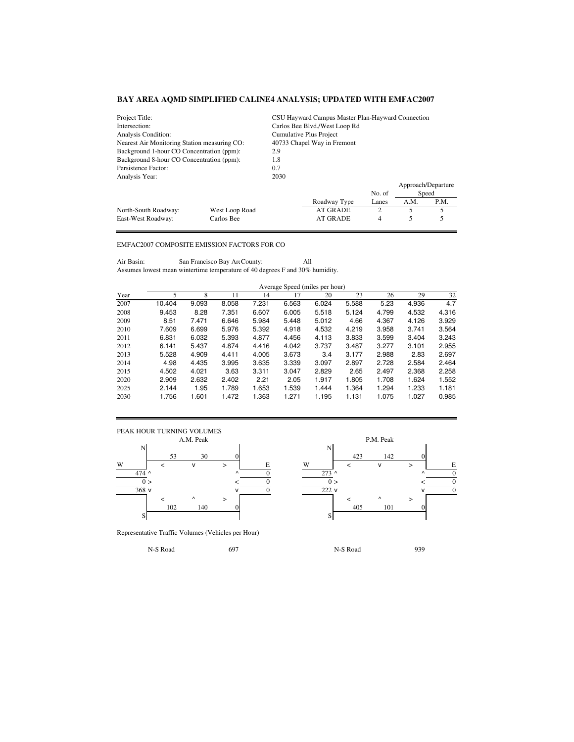# BAY AREA AQMD SIMPLIFIED CALINE4 ANALYSIS; UPDATED WITH EMFAC2007

| | |
|---|---|
| Project Title: | CSU Hayward Campus Master Plan-Hayward Connection |
| Intersection: | Carlos Bee Blvd./West Loop Rd |
| Analysis Condition: | Cumulative Plus Project |
| Nearest Air Monitoring Station measuring CO: | 40733 Chapel Way in Fremont |
| Background 1-hour CO Concentration (ppm): | 2.9 |
| Background 8-hour CO Concentration (ppm): | 1.8 |
| Persistence Factor: | 0.7 |
| Analysis Year: | 2030 |

| | | Roadway Type | No. of Lanes | Approach/Departure Speed A.M. | Approach/Departure Speed P.M. |
|---|---|---|---|---|---|
| North-South Roadway: | West Loop Road | AT GRADE | 2 | 5 | 5 |
| East-West Roadway: | Carlos Bee | AT GRADE | 4 | 5 | 5 |

EMFAC2007 COMPOSITE EMISSION FACTORS FOR CO

Air Basin: San Francisco Bay Ar County: All

Assumes lowest mean wintertime temperature of 40 degrees F and 30% humidity.

| | Average Speed (miles per hour) | | | | | | | | | |
|---|---|---|---|---|---|---|---|---|---|---|
| Year | 5 | 8 | 11 | 14 | 17 | 20 | 23 | 26 | 29 | 32 |
| 2007 | 10.404 | 9.093 | 8.058 | 7.231 | 6.563 | 6.024 | 5.588 | 5.23 | 4.936 | 4.7 |
| 2008 | 9.453 | 8.28 | 7.351 | 6.607 | 6.005 | 5.518 | 5.124 | 4.799 | 4.532 | 4.316 |
| 2009 | 8.51 | 7.471 | 6.646 | 5.984 | 5.448 | 5.012 | 4.66 | 4.367 | 4.126 | 3.929 |
| 2010 | 7.609 | 6.699 | 5.976 | 5.392 | 4.918 | 4.532 | 4.219 | 3.958 | 3.741 | 3.564 |
| 2011 | 6.831 | 6.032 | 5.393 | 4.877 | 4.456 | 4.113 | 3.833 | 3.599 | 3.404 | 3.243 |
| 2012 | 6.141 | 5.437 | 4.874 | 4.416 | 4.042 | 3.737 | 3.487 | 3.277 | 3.101 | 2.955 |
| 2013 | 5.528 | 4.909 | 4.411 | 4.005 | 3.673 | 3.4 | 3.177 | 2.988 | 2.83 | 2.697 |
| 2014 | 4.98 | 4.435 | 3.995 | 3.635 | 3.339 | 3.097 | 2.897 | 2.728 | 2.584 | 2.464 |
| 2015 | 4.502 | 4.021 | 3.63 | 3.311 | 3.047 | 2.829 | 2.65 | 2.497 | 2.368 | 2.258 |
| 2020 | 2.909 | 2.632 | 2.402 | 2.21 | 2.05 | 1.917 | 1.805 | 1.708 | 1.624 | 1.552 |
| 2025 | 2.144 | 1.95 | 1.789 | 1.653 | 1.539 | 1.444 | 1.364 | 1.294 | 1.233 | 1.181 |
| 2030 | 1.756 | 1.601 | 1.472 | 1.363 | 1.271 | 1.195 | 1.131 | 1.075 | 1.027 | 0.985 |

PEAK HOUR TURNING VOLUMES

**A.M. Peak**

| | < | v | > | |
|---|---|---|---|---|
| N (southbound) | 53 | 30 | 0 | |

| W (eastbound) | | E (westbound) | |
|---|---|---|---|
| 474 ^ | | ^ | 0 |
| 0 > | | < | 0 |
| 368 v | | v | 0 |

| | < | ^ | > |
|---|---|---|---|
| S (northbound) | 102 | 140 | 0 |

**P.M. Peak**

| | < | v | > |
|---|---|---|---|
| N (southbound) | 423 | 142 | 0 |

| W (eastbound) | | E (westbound) | |
|---|---|---|---|
| 273 ^ | | ^ | 0 |
| 0 > | | < | 0 |
| 222 v | | v | 0 |

| | < | ^ | > |
|---|---|---|---|
| S (northbound) | 405 | 101 | 0 |

Representative Traffic Volumes (Vehicles per Hour)

| | A.M. | | P.M. |
|---|---|---|---|
| N-S Road | 697 | N-S Road | 939 |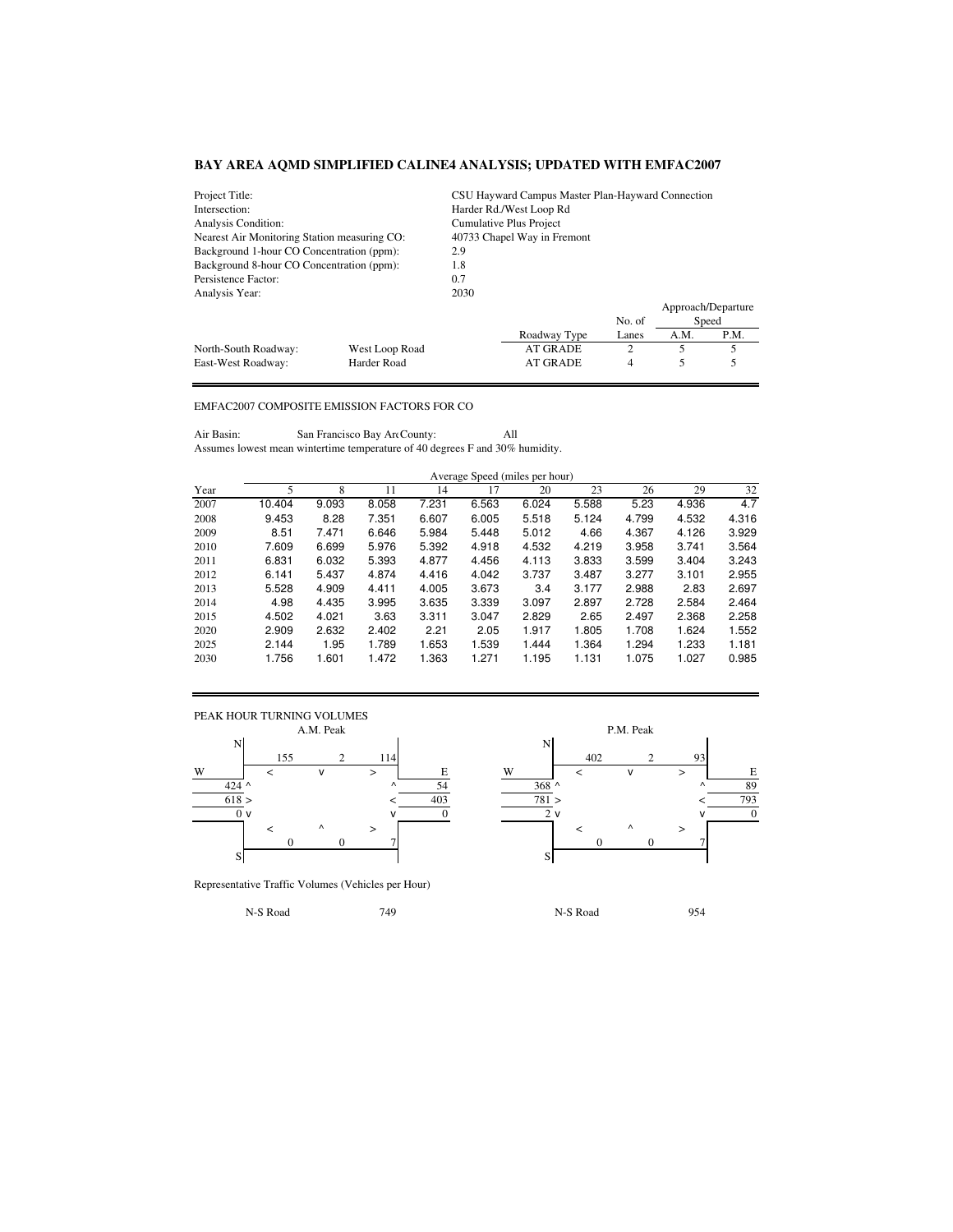# BAY AREA AQMD SIMPLIFIED CALINE4 ANALYSIS; UPDATED WITH EMFAC2007

| | |
|---|---|
| Project Title: | CSU Hayward Campus Master Plan-Hayward Connection |
| Intersection: | Harder Rd./West Loop Rd |
| Analysis Condition: | Cumulative Plus Project |
| Nearest Air Monitoring Station measuring CO: | 40733 Chapel Way in Fremont |
| Background 1-hour CO Concentration (ppm): | 2.9 |
| Background 8-hour CO Concentration (ppm): | 1.8 |
| Persistence Factor: | 0.7 |
| Analysis Year: | 2030 |

| | | Roadway Type | No. of Lanes | Approach/Departure Speed A.M. | Approach/Departure Speed P.M. |
|---|---|---|---|---|---|
| North-South Roadway: | West Loop Road | AT GRADE | 2 | 5 | 5 |
| East-West Roadway: | Harder Road | AT GRADE | 4 | 5 | 5 |

## EMFAC2007 COMPOSITE EMISSION FACTORS FOR CO

Air Basin: San Francisco Bay Ar County: All

Assumes lowest mean wintertime temperature of 40 degrees F and 30% humidity.

| Year | Average Speed (miles per hour) 5 | 8 | 11 | 14 | 17 | 20 | 23 | 26 | 29 | 32 |
|---|---|---|---|---|---|---|---|---|---|---|
| 2007 | 10.404 | 9.093 | 8.058 | 7.231 | 6.563 | 6.024 | 5.588 | 5.23 | 4.936 | 4.7 |
| 2008 | 9.453 | 8.28 | 7.351 | 6.607 | 6.005 | 5.518 | 5.124 | 4.799 | 4.532 | 4.316 |
| 2009 | 8.51 | 7.471 | 6.646 | 5.984 | 5.448 | 5.012 | 4.66 | 4.367 | 4.126 | 3.929 |
| 2010 | 7.609 | 6.699 | 5.976 | 5.392 | 4.918 | 4.532 | 4.219 | 3.958 | 3.741 | 3.564 |
| 2011 | 6.831 | 6.032 | 5.393 | 4.877 | 4.456 | 4.113 | 3.833 | 3.599 | 3.404 | 3.243 |
| 2012 | 6.141 | 5.437 | 4.874 | 4.416 | 4.042 | 3.737 | 3.487 | 3.277 | 3.101 | 2.955 |
| 2013 | 5.528 | 4.909 | 4.411 | 4.005 | 3.673 | 3.4 | 3.177 | 2.988 | 2.83 | 2.697 |
| 2014 | 4.98 | 4.435 | 3.995 | 3.635 | 3.339 | 3.097 | 2.897 | 2.728 | 2.584 | 2.464 |
| 2015 | 4.502 | 4.021 | 3.63 | 3.311 | 3.047 | 2.829 | 2.65 | 2.497 | 2.368 | 2.258 |
| 2020 | 2.909 | 2.632 | 2.402 | 2.21 | 2.05 | 1.917 | 1.805 | 1.708 | 1.624 | 1.552 |
| 2025 | 2.144 | 1.95 | 1.789 | 1.653 | 1.539 | 1.444 | 1.364 | 1.294 | 1.233 | 1.181 |
| 2030 | 1.756 | 1.601 | 1.472 | 1.363 | 1.271 | 1.195 | 1.131 | 1.075 | 1.027 | 0.985 |

## PEAK HOUR TURNING VOLUMES

**A.M. Peak**

| Approach | Movement | Volume |
|---|---|---|
| North (southbound) | < | 155 |
| North (southbound) | v | 2 |
| North (southbound) | > | 114 |
| West (eastbound) | ^ | 424 |
| West (eastbound) | > | 618 |
| West (eastbound) | v | 0 |
| East (westbound) | ^ | 54 |
| East (westbound) | < | 403 |
| East (westbound) | v | 0 |
| South (northbound) | < | 0 |
| South (northbound) | ^ | 0 |
| South (northbound) | > | 7 |

**P.M. Peak**

| Approach | Movement | Volume |
|---|---|---|
| North (southbound) | < | 402 |
| North (southbound) | v | 2 |
| North (southbound) | > | 93 |
| West (eastbound) | ^ | 368 |
| West (eastbound) | > | 781 |
| West (eastbound) | v | 2 |
| East (westbound) | ^ | 89 |
| East (westbound) | < | 793 |
| East (westbound) | v | 0 |
| South (northbound) | < | 0 |
| South (northbound) | ^ | 0 |
| South (northbound) | > | 7 |

Representative Traffic Volumes (Vehicles per Hour)

| | A.M. | P.M. |
|---|---|---|
| N-S Road | 749 | 954 |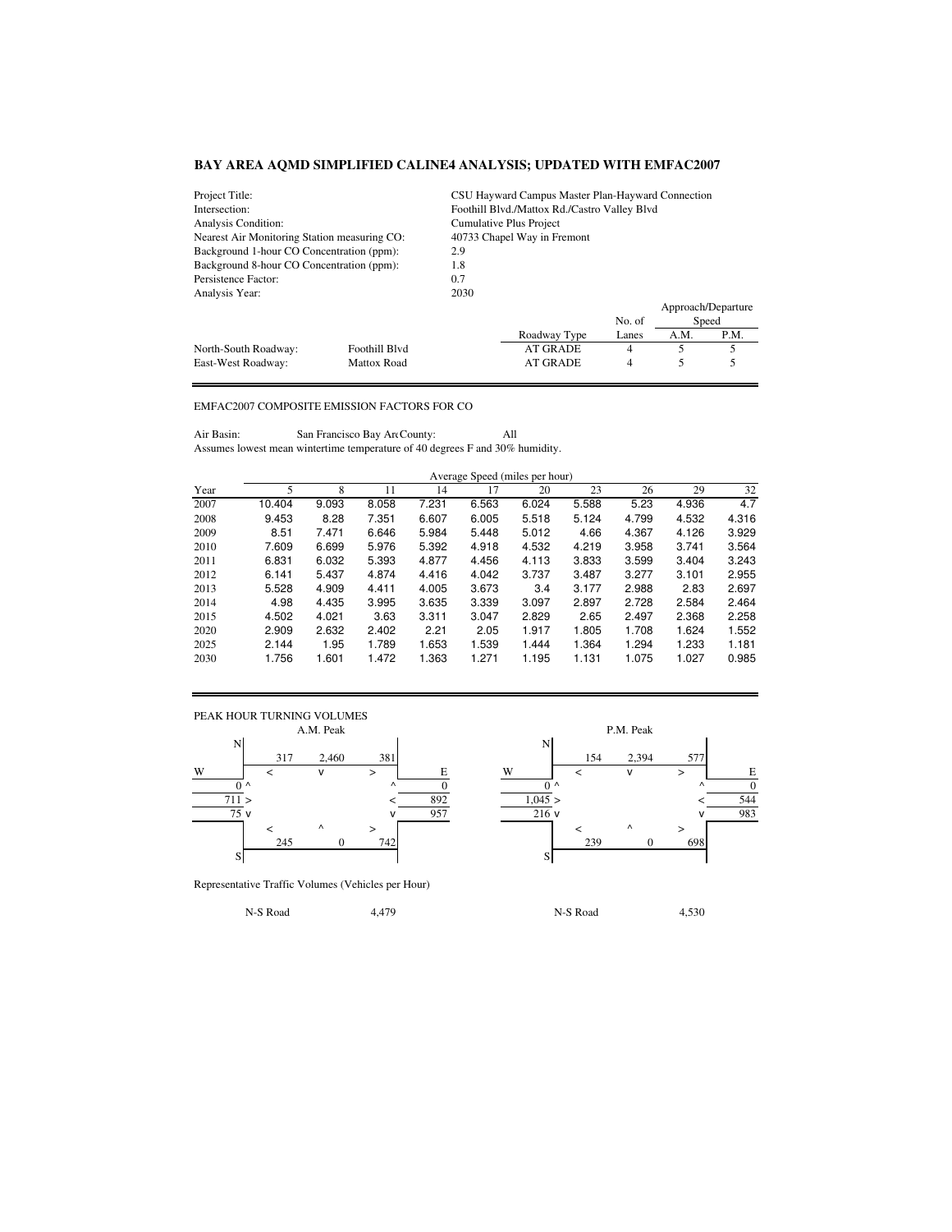## BAY AREA AQMD SIMPLIFIED CALINE4 ANALYSIS; UPDATED WITH EMFAC2007

| | |
|---|---|
| Project Title: | CSU Hayward Campus Master Plan-Hayward Connection |
| Intersection: | Foothill Blvd./Mattox Rd./Castro Valley Blvd |
| Analysis Condition: | Cumulative Plus Project |
| Nearest Air Monitoring Station measuring CO: | 40733 Chapel Way in Fremont |
| Background 1-hour CO Concentration (ppm): | 2.9 |
| Background 8-hour CO Concentration (ppm): | 1.8 |
| Persistence Factor: | 0.7 |
| Analysis Year: | 2030 |

| | | Roadway Type | No. of Lanes | Approach/Departure Speed A.M. | Approach/Departure Speed P.M. |
|---|---|---|---|---|---|
| North-South Roadway: | Foothill Blvd | AT GRADE | 4 | 5 | 5 |
| East-West Roadway: | Mattox Road | AT GRADE | 4 | 5 | 5 |

EMFAC2007 COMPOSITE EMISSION FACTORS FOR CO

Air Basin: San Francisco Bay Ar County: All

Assumes lowest mean wintertime temperature of 40 degrees F and 30% humidity.

| | Average Speed (miles per hour) | | | | | | | | | |
|---|---|---|---|---|---|---|---|---|---|---|
| Year | 5 | 8 | 11 | 14 | 17 | 20 | 23 | 26 | 29 | 32 |
| 2007 | 10.404 | 9.093 | 8.058 | 7.231 | 6.563 | 6.024 | 5.588 | 5.23 | 4.936 | 4.7 |
| 2008 | 9.453 | 8.28 | 7.351 | 6.607 | 6.005 | 5.518 | 5.124 | 4.799 | 4.532 | 4.316 |
| 2009 | 8.51 | 7.471 | 6.646 | 5.984 | 5.448 | 5.012 | 4.66 | 4.367 | 4.126 | 3.929 |
| 2010 | 7.609 | 6.699 | 5.976 | 5.392 | 4.918 | 4.532 | 4.219 | 3.958 | 3.741 | 3.564 |
| 2011 | 6.831 | 6.032 | 5.393 | 4.877 | 4.456 | 4.113 | 3.833 | 3.599 | 3.404 | 3.243 |
| 2012 | 6.141 | 5.437 | 4.874 | 4.416 | 4.042 | 3.737 | 3.487 | 3.277 | 3.101 | 2.955 |
| 2013 | 5.528 | 4.909 | 4.411 | 4.005 | 3.673 | 3.4 | 3.177 | 2.988 | 2.83 | 2.697 |
| 2014 | 4.98 | 4.435 | 3.995 | 3.635 | 3.339 | 3.097 | 2.897 | 2.728 | 2.584 | 2.464 |
| 2015 | 4.502 | 4.021 | 3.63 | 3.311 | 3.047 | 2.829 | 2.65 | 2.497 | 2.368 | 2.258 |
| 2020 | 2.909 | 2.632 | 2.402 | 2.21 | 2.05 | 1.917 | 1.805 | 1.708 | 1.624 | 1.552 |
| 2025 | 2.144 | 1.95 | 1.789 | 1.653 | 1.539 | 1.444 | 1.364 | 1.294 | 1.233 | 1.181 |
| 2030 | 1.756 | 1.601 | 1.472 | 1.363 | 1.271 | 1.195 | 1.131 | 1.075 | 1.027 | 0.985 |

PEAK HOUR TURNING VOLUMES

**A.M. Peak**

| Approach | Left | Through | Right |
|---|---|---|---|
| From North (southbound) | 317 | 2,460 | 381 |
| From West (eastbound) | 0 | 711 | 75 |
| From East (westbound) | 0 | 892 | 957 |
| From South (northbound) | 245 | 0 | 742 |

**P.M. Peak**

| Approach | Left | Through | Right |
|---|---|---|---|
| From North (southbound) | 154 | 2,394 | 577 |
| From West (eastbound) | 0 | 1,045 | 216 |
| From East (westbound) | 0 | 544 | 983 |
| From South (northbound) | 239 | 0 | 698 |

Representative Traffic Volumes (Vehicles per Hour)

| | A.M. | P.M. |
|---|---|---|
| N-S Road | 4,479 | 4,530 |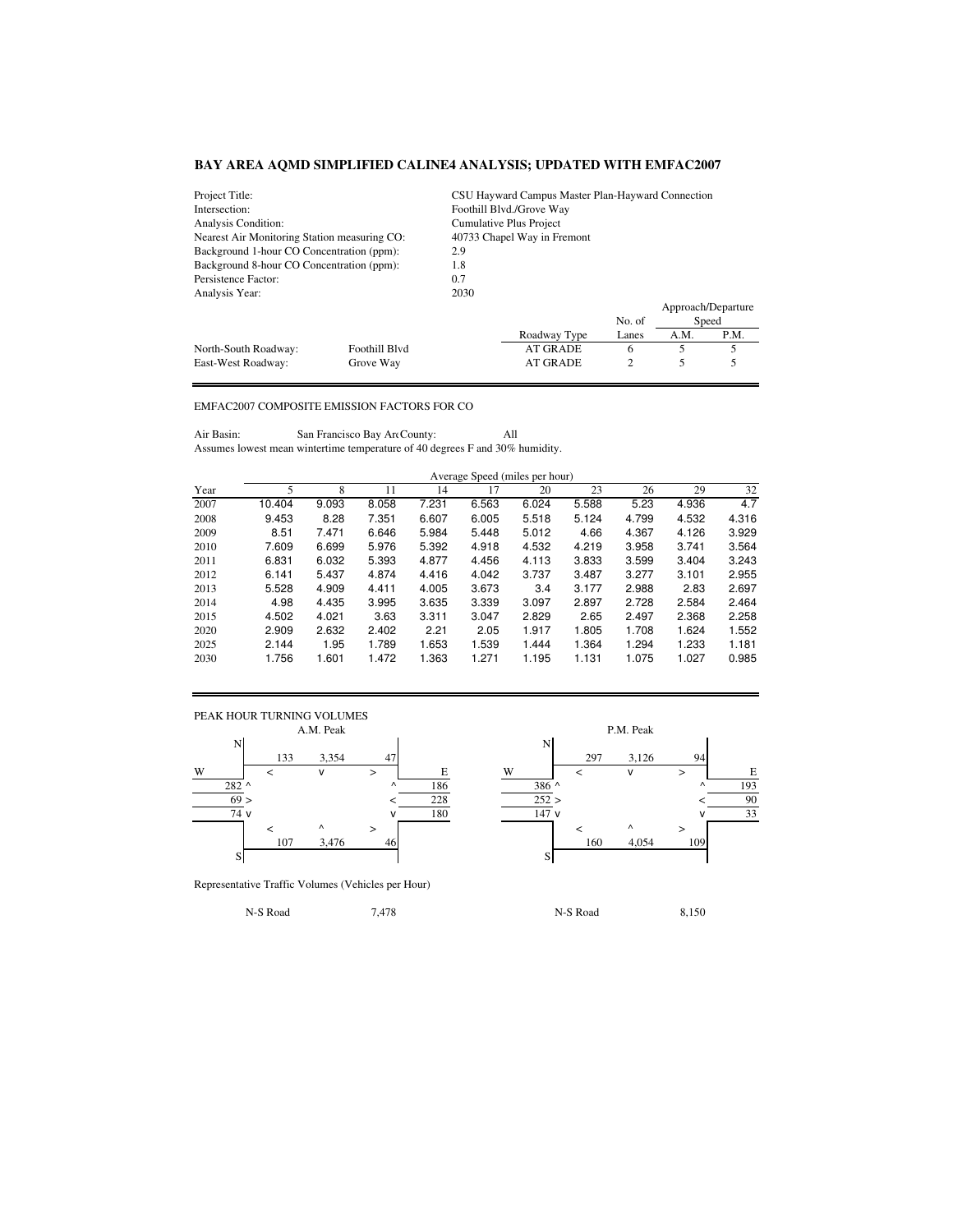## BAY AREA AQMD SIMPLIFIED CALINE4 ANALYSIS; UPDATED WITH EMFAC2007

| | | |
|---|---|---|
| Project Title: | | CSU Hayward Campus Master Plan-Hayward Connection |
| Intersection: | | Foothill Blvd./Grove Way |
| Analysis Condition: | | Cumulative Plus Project |
| Nearest Air Monitoring Station measuring CO: | | 40733 Chapel Way in Fremont |
| Background 1-hour CO Concentration (ppm): | | 2.9 |
| Background 8-hour CO Concentration (ppm): | | 1.8 |
| Persistence Factor: | | 0.7 |
| Analysis Year: | | 2030 |

| | | Roadway Type | No. of Lanes | Approach/Departure Speed A.M. | P.M. |
|---|---|---|---|---|---|
| North-South Roadway: | Foothill Blvd | AT GRADE | 6 | 5 | 5 |
| East-West Roadway: | Grove Way | AT GRADE | 2 | 5 | 5 |

EMFAC2007 COMPOSITE EMISSION FACTORS FOR CO

Air Basin: San Francisco Bay Ar County: All

Assumes lowest mean wintertime temperature of 40 degrees F and 30% humidity.

| | Average Speed (miles per hour) | | | | | | | | | |
|---|---|---|---|---|---|---|---|---|---|---|
| Year | 5 | 8 | 11 | 14 | 17 | 20 | 23 | 26 | 29 | 32 |
| 2007 | 10.404 | 9.093 | 8.058 | 7.231 | 6.563 | 6.024 | 5.588 | 5.23 | 4.936 | 4.7 |
| 2008 | 9.453 | 8.28 | 7.351 | 6.607 | 6.005 | 5.518 | 5.124 | 4.799 | 4.532 | 4.316 |
| 2009 | 8.51 | 7.471 | 6.646 | 5.984 | 5.448 | 5.012 | 4.66 | 4.367 | 4.126 | 3.929 |
| 2010 | 7.609 | 6.699 | 5.976 | 5.392 | 4.918 | 4.532 | 4.219 | 3.958 | 3.741 | 3.564 |
| 2011 | 6.831 | 6.032 | 5.393 | 4.877 | 4.456 | 4.113 | 3.833 | 3.599 | 3.404 | 3.243 |
| 2012 | 6.141 | 5.437 | 4.874 | 4.416 | 4.042 | 3.737 | 3.487 | 3.277 | 3.101 | 2.955 |
| 2013 | 5.528 | 4.909 | 4.411 | 4.005 | 3.673 | 3.4 | 3.177 | 2.988 | 2.83 | 2.697 |
| 2014 | 4.98 | 4.435 | 3.995 | 3.635 | 3.339 | 3.097 | 2.897 | 2.728 | 2.584 | 2.464 |
| 2015 | 4.502 | 4.021 | 3.63 | 3.311 | 3.047 | 2.829 | 2.65 | 2.497 | 2.368 | 2.258 |
| 2020 | 2.909 | 2.632 | 2.402 | 2.21 | 2.05 | 1.917 | 1.805 | 1.708 | 1.624 | 1.552 |
| 2025 | 2.144 | 1.95 | 1.789 | 1.653 | 1.539 | 1.444 | 1.364 | 1.294 | 1.233 | 1.181 |
| 2030 | 1.756 | 1.601 | 1.472 | 1.363 | 1.271 | 1.195 | 1.131 | 1.075 | 1.027 | 0.985 |

PEAK HOUR TURNING VOLUMES

**A.M. Peak**

| Approach | Left | Through | Right |
|---|---|---|---|
| North (southbound) | 133 | 3,354 | 47 |
| South (northbound) | 107 | 3,476 | 46 |
| West (eastbound) | 282 ^ | 69 > | 74 v |
| East (westbound) | 186 ^ | 228 < | 180 v |

**P.M. Peak**

| Approach | Left | Through | Right |
|---|---|---|---|
| North (southbound) | 297 | 3,126 | 94 |
| South (northbound) | 160 | 4,054 | 109 |
| West (eastbound) | 386 ^ | 252 > | 147 v |
| East (westbound) | 193 ^ | 90 < | 33 v |

Representative Traffic Volumes (Vehicles per Hour)

| | A.M. | | P.M. |
|---|---|---|---|
| N-S Road | 7,478 | N-S Road | 8,150 |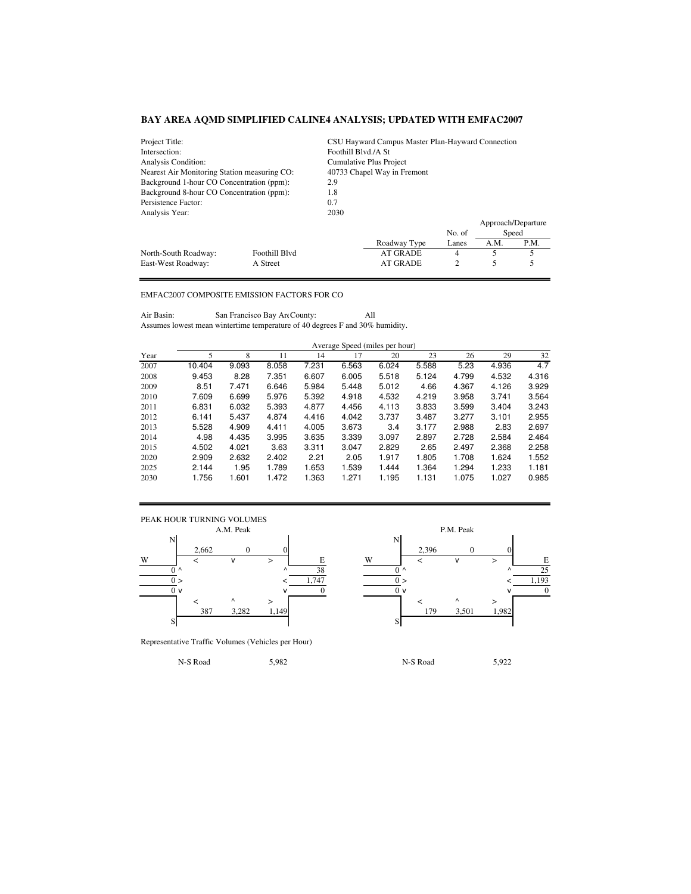## BAY AREA AQMD SIMPLIFIED CALINE4 ANALYSIS; UPDATED WITH EMFAC2007

| | |
|---|---|
| Project Title: | CSU Hayward Campus Master Plan-Hayward Connection |
| Intersection: | Foothill Blvd./A St |
| Analysis Condition: | Cumulative Plus Project |
| Nearest Air Monitoring Station measuring CO: | 40733 Chapel Way in Fremont |
| Background 1-hour CO Concentration (ppm): | 2.9 |
| Background 8-hour CO Concentration (ppm): | 1.8 |
| Persistence Factor: | 0.7 |
| Analysis Year: | 2030 |

| | | Roadway Type | No. of Lanes | Approach/Departure Speed A.M. | Approach/Departure Speed P.M. |
|---|---|---|---|---|---|
| North-South Roadway: | Foothill Blvd | AT GRADE | 4 | 5 | 5 |
| East-West Roadway: | A Street | AT GRADE | 2 | 5 | 5 |

EMFAC2007 COMPOSITE EMISSION FACTORS FOR CO

Air Basin: San Francisco Bay Ar County: All

Assumes lowest mean wintertime temperature of 40 degrees F and 30% humidity.

| | Average Speed (miles per hour) | | | | | | | | | |
|---|---|---|---|---|---|---|---|---|---|---|
| Year | 5 | 8 | 11 | 14 | 17 | 20 | 23 | 26 | 29 | 32 |
| 2007 | 10.404 | 9.093 | 8.058 | 7.231 | 6.563 | 6.024 | 5.588 | 5.23 | 4.936 | 4.7 |
| 2008 | 9.453 | 8.28 | 7.351 | 6.607 | 6.005 | 5.518 | 5.124 | 4.799 | 4.532 | 4.316 |
| 2009 | 8.51 | 7.471 | 6.646 | 5.984 | 5.448 | 5.012 | 4.66 | 4.367 | 4.126 | 3.929 |
| 2010 | 7.609 | 6.699 | 5.976 | 5.392 | 4.918 | 4.532 | 4.219 | 3.958 | 3.741 | 3.564 |
| 2011 | 6.831 | 6.032 | 5.393 | 4.877 | 4.456 | 4.113 | 3.833 | 3.599 | 3.404 | 3.243 |
| 2012 | 6.141 | 5.437 | 4.874 | 4.416 | 4.042 | 3.737 | 3.487 | 3.277 | 3.101 | 2.955 |
| 2013 | 5.528 | 4.909 | 4.411 | 4.005 | 3.673 | 3.4 | 3.177 | 2.988 | 2.83 | 2.697 |
| 2014 | 4.98 | 4.435 | 3.995 | 3.635 | 3.339 | 3.097 | 2.897 | 2.728 | 2.584 | 2.464 |
| 2015 | 4.502 | 4.021 | 3.63 | 3.311 | 3.047 | 2.829 | 2.65 | 2.497 | 2.368 | 2.258 |
| 2020 | 2.909 | 2.632 | 2.402 | 2.21 | 2.05 | 1.917 | 1.805 | 1.708 | 1.624 | 1.552 |
| 2025 | 2.144 | 1.95 | 1.789 | 1.653 | 1.539 | 1.444 | 1.364 | 1.294 | 1.233 | 1.181 |
| 2030 | 1.756 | 1.601 | 1.472 | 1.363 | 1.271 | 1.195 | 1.131 | 1.075 | 1.027 | 0.985 |

PEAK HOUR TURNING VOLUMES

| Movement | A.M. Peak | P.M. Peak |
|---|---|---|
| Southbound (from N) < | 2,662 | 2,396 |
| Southbound (from N) v | 0 | 0 |
| Southbound (from N) > | 0 | 0 |
| Westbound (from E) ^ | 38 | 25 |
| Westbound (from E) < | 1,747 | 1,193 |
| Westbound (from E) v | 0 | 0 |
| Eastbound (from W) ^ | 0 | 0 |
| Eastbound (from W) > | 0 | 0 |
| Eastbound (from W) v | 0 | 0 |
| Northbound (from S) < | 387 | 179 |
| Northbound (from S) ^ | 3,282 | 3,501 |
| Northbound (from S) > | 1,149 | 1,982 |

Representative Traffic Volumes (Vehicles per Hour)

| | A.M. Peak | P.M. Peak |
|---|---|---|
| N-S Road | 5,982 | 5,922 |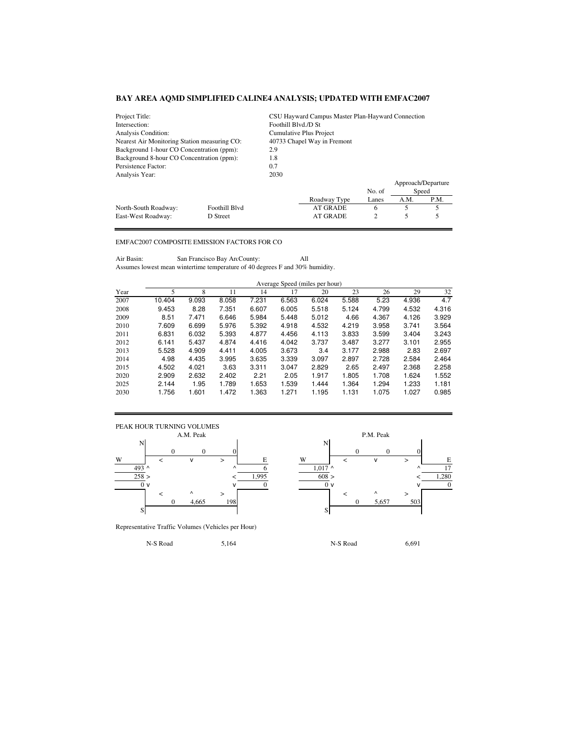# BAY AREA AQMD SIMPLIFIED CALINE4 ANALYSIS; UPDATED WITH EMFAC2007

| | |
|---|---|
| Project Title: | CSU Hayward Campus Master Plan-Hayward Connection |
| Intersection: | Foothill Blvd./D St |
| Analysis Condition: | Cumulative Plus Project |
| Nearest Air Monitoring Station measuring CO: | 40733 Chapel Way in Fremont |
| Background 1-hour CO Concentration (ppm): | 2.9 |
| Background 8-hour CO Concentration (ppm): | 1.8 |
| Persistence Factor: | 0.7 |
| Analysis Year: | 2030 |

| | | Roadway Type | No. of Lanes | Approach/Departure Speed A.M. | P.M. |
|---|---|---|---|---|---|
| North-South Roadway: | Foothill Blvd | AT GRADE | 6 | 5 | 5 |
| East-West Roadway: | D Street | AT GRADE | 2 | 5 | 5 |

EMFAC2007 COMPOSITE EMISSION FACTORS FOR CO

Air Basin: San Francisco Bay Ar( County: All

Assumes lowest mean wintertime temperature of 40 degrees F and 30% humidity.

| | Average Speed (miles per hour) | | | | | | | | | |
|---|---|---|---|---|---|---|---|---|---|---|
| Year | 5 | 8 | 11 | 14 | 17 | 20 | 23 | 26 | 29 | 32 |
| 2007 | 10.404 | 9.093 | 8.058 | 7.231 | 6.563 | 6.024 | 5.588 | 5.23 | 4.936 | 4.7 |
| 2008 | 9.453 | 8.28 | 7.351 | 6.607 | 6.005 | 5.518 | 5.124 | 4.799 | 4.532 | 4.316 |
| 2009 | 8.51 | 7.471 | 6.646 | 5.984 | 5.448 | 5.012 | 4.66 | 4.367 | 4.126 | 3.929 |
| 2010 | 7.609 | 6.699 | 5.976 | 5.392 | 4.918 | 4.532 | 4.219 | 3.958 | 3.741 | 3.564 |
| 2011 | 6.831 | 6.032 | 5.393 | 4.877 | 4.456 | 4.113 | 3.833 | 3.599 | 3.404 | 3.243 |
| 2012 | 6.141 | 5.437 | 4.874 | 4.416 | 4.042 | 3.737 | 3.487 | 3.277 | 3.101 | 2.955 |
| 2013 | 5.528 | 4.909 | 4.411 | 4.005 | 3.673 | 3.4 | 3.177 | 2.988 | 2.83 | 2.697 |
| 2014 | 4.98 | 4.435 | 3.995 | 3.635 | 3.339 | 3.097 | 2.897 | 2.728 | 2.584 | 2.464 |
| 2015 | 4.502 | 4.021 | 3.63 | 3.311 | 3.047 | 2.829 | 2.65 | 2.497 | 2.368 | 2.258 |
| 2020 | 2.909 | 2.632 | 2.402 | 2.21 | 2.05 | 1.917 | 1.805 | 1.708 | 1.624 | 1.552 |
| 2025 | 2.144 | 1.95 | 1.789 | 1.653 | 1.539 | 1.444 | 1.364 | 1.294 | 1.233 | 1.181 |
| 2030 | 1.756 | 1.601 | 1.472 | 1.363 | 1.271 | 1.195 | 1.131 | 1.075 | 1.027 | 0.985 |

PEAK HOUR TURNING VOLUMES

**A.M. Peak**

- Southbound (from N): < 0, v 0, > 0
- Eastbound (from W): 493 ^, 258 >, 0 v
- Westbound (from E): 6 ^, 1,995 <, 0 v
- Northbound (from S): < 0, ^ 4,665, > 198

**P.M. Peak**

- Southbound (from N): < 0, v 0, > 0
- Eastbound (from W): 1,017 ^, 608 >, 0 v
- Westbound (from E): 17 ^, 1,280 <, 0 v
- Northbound (from S): < 0, ^ 5,657, > 503

Representative Traffic Volumes (Vehicles per Hour)

| | A.M. | P.M. |
|---|---|---|
| N-S Road | 5,164 | 6,691 |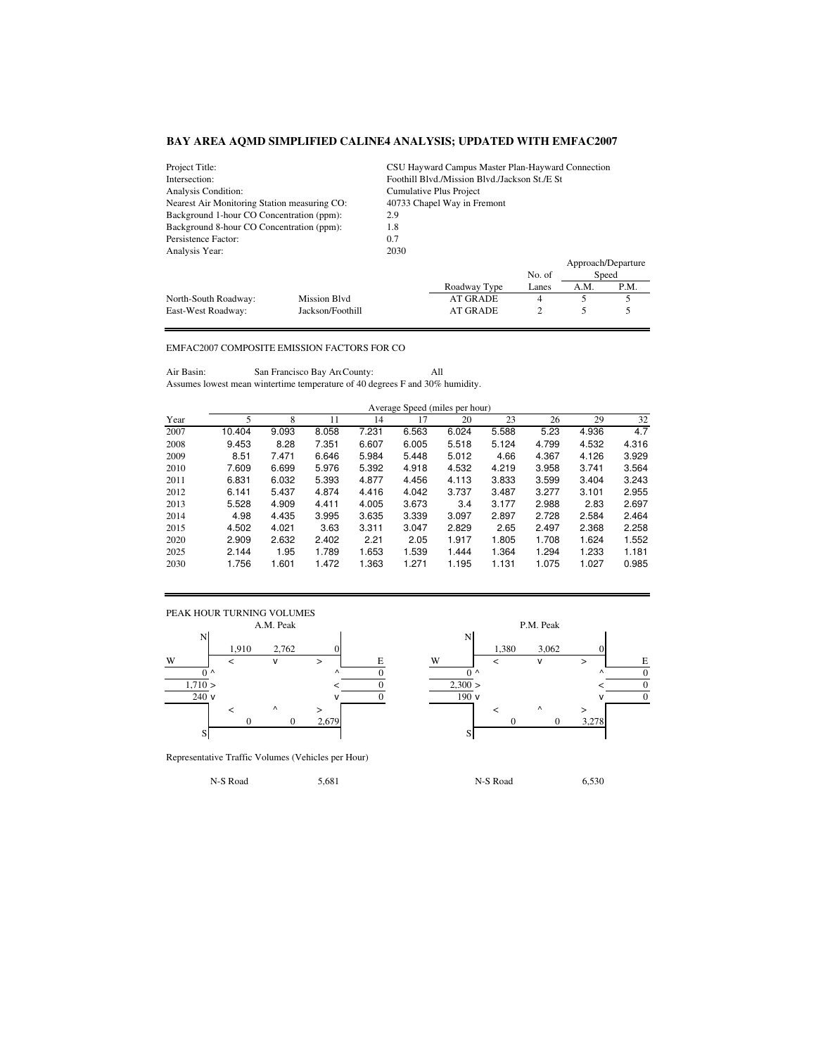## BAY AREA AQMD SIMPLIFIED CALINE4 ANALYSIS; UPDATED WITH EMFAC2007

| | |
|---|---|
| Project Title: | CSU Hayward Campus Master Plan-Hayward Connection |
| Intersection: | Foothill Blvd./Mission Blvd./Jackson St./E St |
| Analysis Condition: | Cumulative Plus Project |
| Nearest Air Monitoring Station measuring CO: | 40733 Chapel Way in Fremont |
| Background 1-hour CO Concentration (ppm): | 2.9 |
| Background 8-hour CO Concentration (ppm): | 1.8 |
| Persistence Factor: | 0.7 |
| Analysis Year: | 2030 |

| | | Roadway Type | No. of Lanes | Approach/Departure Speed A.M. | P.M. |
|---|---|---|---|---|---|
| North-South Roadway: | Mission Blvd | AT GRADE | 4 | 5 | 5 |
| East-West Roadway: | Jackson/Foothill | AT GRADE | 2 | 5 | 5 |

EMFAC2007 COMPOSITE EMISSION FACTORS FOR CO

Air Basin: San Francisco Bay Ar County: All

Assumes lowest mean wintertime temperature of 40 degrees F and 30% humidity.

| | Average Speed (miles per hour) | | | | | | | | | |
|---|---|---|---|---|---|---|---|---|---|---|
| Year | 5 | 8 | 11 | 14 | 17 | 20 | 23 | 26 | 29 | 32 |
| 2007 | 10.404 | 9.093 | 8.058 | 7.231 | 6.563 | 6.024 | 5.588 | 5.23 | 4.936 | 4.7 |
| 2008 | 9.453 | 8.28 | 7.351 | 6.607 | 6.005 | 5.518 | 5.124 | 4.799 | 4.532 | 4.316 |
| 2009 | 8.51 | 7.471 | 6.646 | 5.984 | 5.448 | 5.012 | 4.66 | 4.367 | 4.126 | 3.929 |
| 2010 | 7.609 | 6.699 | 5.976 | 5.392 | 4.918 | 4.532 | 4.219 | 3.958 | 3.741 | 3.564 |
| 2011 | 6.831 | 6.032 | 5.393 | 4.877 | 4.456 | 4.113 | 3.833 | 3.599 | 3.404 | 3.243 |
| 2012 | 6.141 | 5.437 | 4.874 | 4.416 | 4.042 | 3.737 | 3.487 | 3.277 | 3.101 | 2.955 |
| 2013 | 5.528 | 4.909 | 4.411 | 4.005 | 3.673 | 3.4 | 3.177 | 2.988 | 2.83 | 2.697 |
| 2014 | 4.98 | 4.435 | 3.995 | 3.635 | 3.339 | 3.097 | 2.897 | 2.728 | 2.584 | 2.464 |
| 2015 | 4.502 | 4.021 | 3.63 | 3.311 | 3.047 | 2.829 | 2.65 | 2.497 | 2.368 | 2.258 |
| 2020 | 2.909 | 2.632 | 2.402 | 2.21 | 2.05 | 1.917 | 1.805 | 1.708 | 1.624 | 1.552 |
| 2025 | 2.144 | 1.95 | 1.789 | 1.653 | 1.539 | 1.444 | 1.364 | 1.294 | 1.233 | 1.181 |
| 2030 | 1.756 | 1.601 | 1.472 | 1.363 | 1.271 | 1.195 | 1.131 | 1.075 | 1.027 | 0.985 |

PEAK HOUR TURNING VOLUMES

**A.M. Peak**

- North approach (southbound): < 1,910; v 2,762; > 0
- East approach (westbound): ^ 0; < 0; v 0
- West approach (eastbound): ^ 0; > 1,710; v 240
- South approach (northbound): < 0; ^ 0; > 2,679

**P.M. Peak**

- North approach (southbound): < 1,380; v 3,062; > 0
- East approach (westbound): ^ 0; < 0; v 0
- West approach (eastbound): ^ 0; > 2,300; v 190
- South approach (northbound): < 0; ^ 0; > 3,278

Representative Traffic Volumes (Vehicles per Hour)

| | A.M. | P.M. |
|---|---|---|
| N-S Road | 5,681 | 6,530 |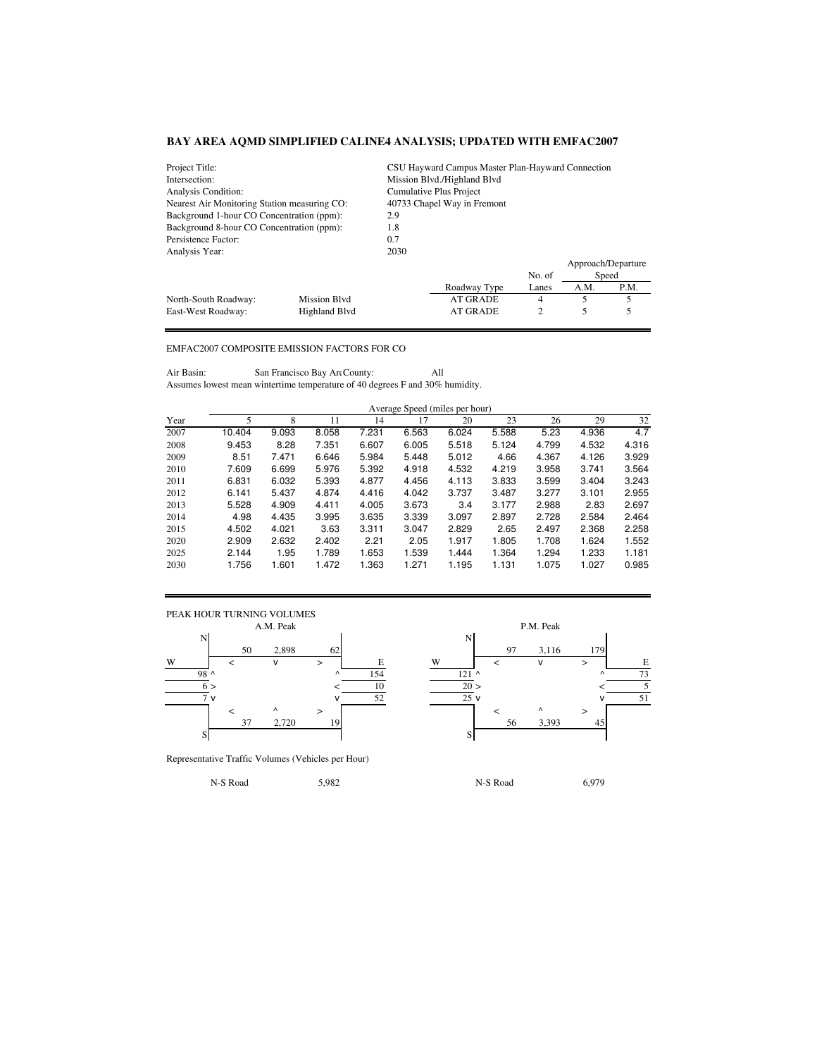# BAY AREA AQMD SIMPLIFIED CALINE4 ANALYSIS; UPDATED WITH EMFAC2007

| | |
|---|---|
| Project Title: | CSU Hayward Campus Master Plan-Hayward Connection |
| Intersection: | Mission Blvd./Highland Blvd |
| Analysis Condition: | Cumulative Plus Project |
| Nearest Air Monitoring Station measuring CO: | 40733 Chapel Way in Fremont |
| Background 1-hour CO Concentration (ppm): | 2.9 |
| Background 8-hour CO Concentration (ppm): | 1.8 |
| Persistence Factor: | 0.7 |
| Analysis Year: | 2030 |

| | | Roadway Type | No. of Lanes | Approach/Departure Speed A.M. | P.M. |
|---|---|---|---|---|---|
| North-South Roadway: | Mission Blvd | AT GRADE | 4 | 5 | 5 |
| East-West Roadway: | Highland Blvd | AT GRADE | 2 | 5 | 5 |

EMFAC2007 COMPOSITE EMISSION FACTORS FOR CO

Air Basin: San Francisco Bay Ar‹County: All

Assumes lowest mean wintertime temperature of 40 degrees F and 30% humidity.

| | Average Speed (miles per hour) | | | | | | | | | |
|---|---|---|---|---|---|---|---|---|---|---|
| Year | 5 | 8 | 11 | 14 | 17 | 20 | 23 | 26 | 29 | 32 |
| 2007 | 10.404 | 9.093 | 8.058 | 7.231 | 6.563 | 6.024 | 5.588 | 5.23 | 4.936 | 4.7 |
| 2008 | 9.453 | 8.28 | 7.351 | 6.607 | 6.005 | 5.518 | 5.124 | 4.799 | 4.532 | 4.316 |
| 2009 | 8.51 | 7.471 | 6.646 | 5.984 | 5.448 | 5.012 | 4.66 | 4.367 | 4.126 | 3.929 |
| 2010 | 7.609 | 6.699 | 5.976 | 5.392 | 4.918 | 4.532 | 4.219 | 3.958 | 3.741 | 3.564 |
| 2011 | 6.831 | 6.032 | 5.393 | 4.877 | 4.456 | 4.113 | 3.833 | 3.599 | 3.404 | 3.243 |
| 2012 | 6.141 | 5.437 | 4.874 | 4.416 | 4.042 | 3.737 | 3.487 | 3.277 | 3.101 | 2.955 |
| 2013 | 5.528 | 4.909 | 4.411 | 4.005 | 3.673 | 3.4 | 3.177 | 2.988 | 2.83 | 2.697 |
| 2014 | 4.98 | 4.435 | 3.995 | 3.635 | 3.339 | 3.097 | 2.897 | 2.728 | 2.584 | 2.464 |
| 2015 | 4.502 | 4.021 | 3.63 | 3.311 | 3.047 | 2.829 | 2.65 | 2.497 | 2.368 | 2.258 |
| 2020 | 2.909 | 2.632 | 2.402 | 2.21 | 2.05 | 1.917 | 1.805 | 1.708 | 1.624 | 1.552 |
| 2025 | 2.144 | 1.95 | 1.789 | 1.653 | 1.539 | 1.444 | 1.364 | 1.294 | 1.233 | 1.181 |
| 2030 | 1.756 | 1.601 | 1.472 | 1.363 | 1.271 | 1.195 | 1.131 | 1.075 | 1.027 | 0.985 |

PEAK HOUR TURNING VOLUMES

| Movement | A.M. Peak | P.M. Peak |
|---|---|---|
| Southbound (from N) < | 50 | 97 |
| Southbound (from N) v | 2,898 | 3,116 |
| Southbound (from N) > | 62 | 179 |
| Eastbound (from W) ^ | 98 | 121 |
| Eastbound (from W) > | 6 | 20 |
| Eastbound (from W) v | 7 | 25 |
| Westbound (from E) ^ | 154 | 73 |
| Westbound (from E) < | 10 | 5 |
| Westbound (from E) v | 52 | 51 |
| Northbound (from S) < | 37 | 56 |
| Northbound (from S) ^ | 2,720 | 3,393 |
| Northbound (from S) > | 19 | 45 |

Representative Traffic Volumes (Vehicles per Hour)

| | A.M. | P.M. |
|---|---|---|
| N-S Road | 5,982 | 6,979 |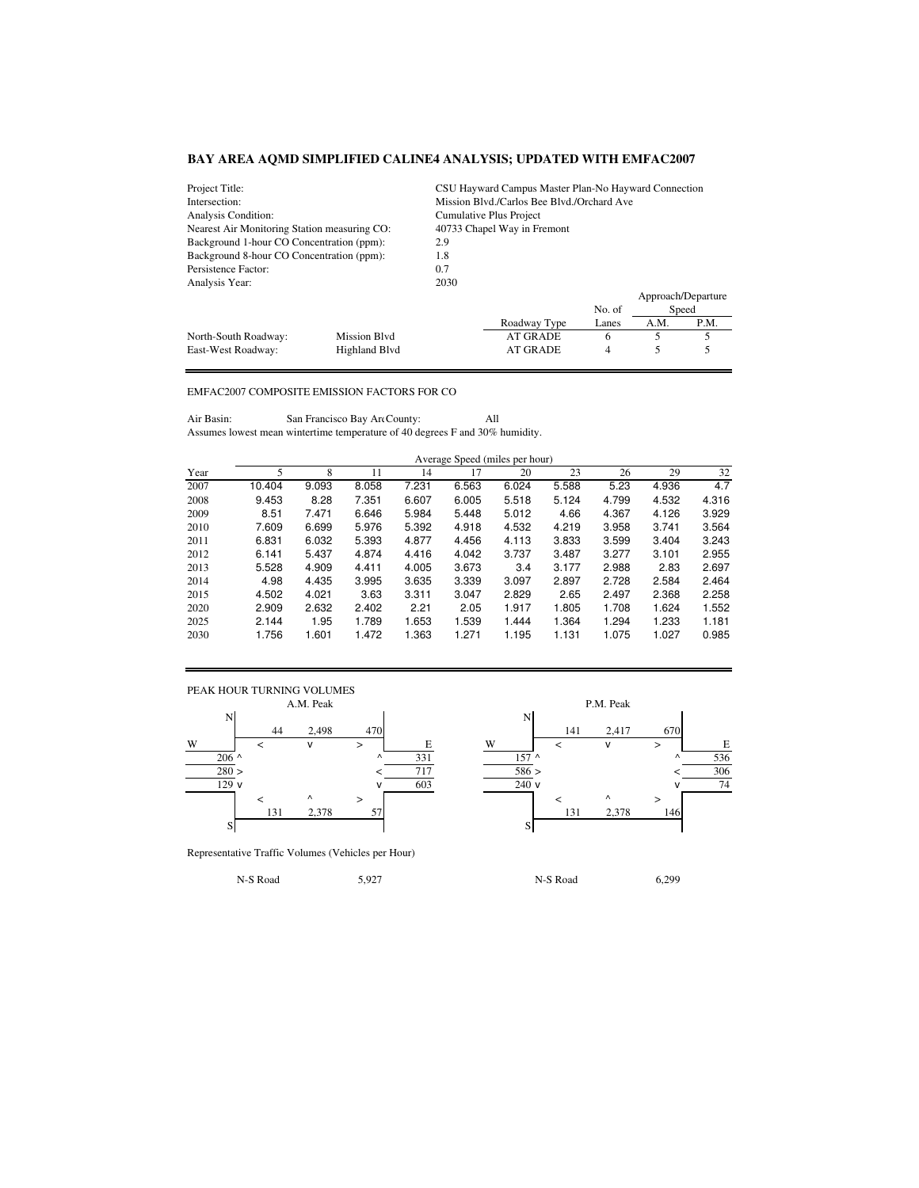# BAY AREA AQMD SIMPLIFIED CALINE4 ANALYSIS; UPDATED WITH EMFAC2007

| | |
|---|---|
| Project Title: | CSU Hayward Campus Master Plan-No Hayward Connection |
| Intersection: | Mission Blvd./Carlos Bee Blvd./Orchard Ave |
| Analysis Condition: | Cumulative Plus Project |
| Nearest Air Monitoring Station measuring CO: | 40733 Chapel Way in Fremont |
| Background 1-hour CO Concentration (ppm): | 2.9 |
| Background 8-hour CO Concentration (ppm): | 1.8 |
| Persistence Factor: | 0.7 |
| Analysis Year: | 2030 |

| | | Roadway Type | No. of Lanes | Approach/Departure Speed A.M. | Approach/Departure Speed P.M. |
|---|---|---|---|---|---|
| North-South Roadway: | Mission Blvd | AT GRADE | 6 | 5 | 5 |
| East-West Roadway: | Highland Blvd | AT GRADE | 4 | 5 | 5 |

EMFAC2007 COMPOSITE EMISSION FACTORS FOR CO

Air Basin: San Francisco Bay Ar County: All

Assumes lowest mean wintertime temperature of 40 degrees F and 30% humidity.

| | Average Speed (miles per hour) | | | | | | | | | |
|---|---|---|---|---|---|---|---|---|---|---|
| Year | 5 | 8 | 11 | 14 | 17 | 20 | 23 | 26 | 29 | 32 |
| 2007 | 10.404 | 9.093 | 8.058 | 7.231 | 6.563 | 6.024 | 5.588 | 5.23 | 4.936 | 4.7 |
| 2008 | 9.453 | 8.28 | 7.351 | 6.607 | 6.005 | 5.518 | 5.124 | 4.799 | 4.532 | 4.316 |
| 2009 | 8.51 | 7.471 | 6.646 | 5.984 | 5.448 | 5.012 | 4.66 | 4.367 | 4.126 | 3.929 |
| 2010 | 7.609 | 6.699 | 5.976 | 5.392 | 4.918 | 4.532 | 4.219 | 3.958 | 3.741 | 3.564 |
| 2011 | 6.831 | 6.032 | 5.393 | 4.877 | 4.456 | 4.113 | 3.833 | 3.599 | 3.404 | 3.243 |
| 2012 | 6.141 | 5.437 | 4.874 | 4.416 | 4.042 | 3.737 | 3.487 | 3.277 | 3.101 | 2.955 |
| 2013 | 5.528 | 4.909 | 4.411 | 4.005 | 3.673 | 3.4 | 3.177 | 2.988 | 2.83 | 2.697 |
| 2014 | 4.98 | 4.435 | 3.995 | 3.635 | 3.339 | 3.097 | 2.897 | 2.728 | 2.584 | 2.464 |
| 2015 | 4.502 | 4.021 | 3.63 | 3.311 | 3.047 | 2.829 | 2.65 | 2.497 | 2.368 | 2.258 |
| 2020 | 2.909 | 2.632 | 2.402 | 2.21 | 2.05 | 1.917 | 1.805 | 1.708 | 1.624 | 1.552 |
| 2025 | 2.144 | 1.95 | 1.789 | 1.653 | 1.539 | 1.444 | 1.364 | 1.294 | 1.233 | 1.181 |
| 2030 | 1.756 | 1.601 | 1.472 | 1.363 | 1.271 | 1.195 | 1.131 | 1.075 | 1.027 | 0.985 |

PEAK HOUR TURNING VOLUMES

**A.M. Peak**

| Approach | Movement | Volume |
|---|---|---|
| North (southbound) | < | 44 |
| North (southbound) | v | 2,498 |
| North (southbound) | > | 470 |
| West (eastbound) | ^ | 206 |
| West (eastbound) | > | 280 |
| West (eastbound) | v | 129 |
| East (westbound) | ^ | 331 |
| East (westbound) | < | 717 |
| East (westbound) | v | 603 |
| South (northbound) | < | 131 |
| South (northbound) | ^ | 2,378 |
| South (northbound) | > | 57 |

**P.M. Peak**

| Approach | Movement | Volume |
|---|---|---|
| North (southbound) | < | 141 |
| North (southbound) | v | 2,417 |
| North (southbound) | > | 670 |
| West (eastbound) | ^ | 157 |
| West (eastbound) | > | 586 |
| West (eastbound) | v | 240 |
| East (westbound) | ^ | 536 |
| East (westbound) | < | 306 |
| East (westbound) | v | 74 |
| South (northbound) | < | 131 |
| South (northbound) | ^ | 2,378 |
| South (northbound) | > | 146 |

Representative Traffic Volumes (Vehicles per Hour)

| | A.M. | | P.M. |
|---|---|---|---|
| N-S Road | 5,927 | N-S Road | 6,299 |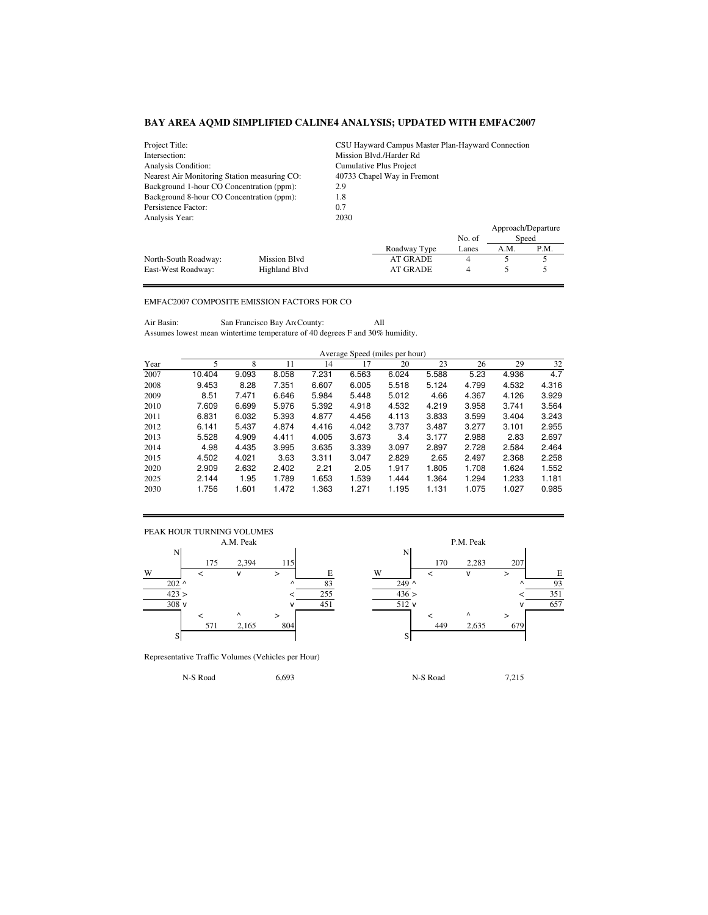## BAY AREA AQMD SIMPLIFIED CALINE4 ANALYSIS; UPDATED WITH EMFAC2007

| | |
|---|---|
| Project Title: | CSU Hayward Campus Master Plan-Hayward Connection |
| Intersection: | Mission Blvd./Harder Rd |
| Analysis Condition: | Cumulative Plus Project |
| Nearest Air Monitoring Station measuring CO: | 40733 Chapel Way in Fremont |
| Background 1-hour CO Concentration (ppm): | 2.9 |
| Background 8-hour CO Concentration (ppm): | 1.8 |
| Persistence Factor: | 0.7 |
| Analysis Year: | 2030 |

| | | Roadway Type | No. of Lanes | Approach/Departure Speed A.M. | Approach/Departure Speed P.M. |
|---|---|---|---|---|---|
| North-South Roadway: | Mission Blvd | AT GRADE | 4 | 5 | 5 |
| East-West Roadway: | Highland Blvd | AT GRADE | 4 | 5 | 5 |

EMFAC2007 COMPOSITE EMISSION FACTORS FOR CO

Air Basin: San Francisco Bay Ar County: All

Assumes lowest mean wintertime temperature of 40 degrees F and 30% humidity.

| Year | 5 | 8 | 11 | 14 | 17 | 20 | 23 | 26 | 29 | 32 |
|---|---|---|---|---|---|---|---|---|---|---|
| | Average Speed (miles per hour) | | | | | | | | | |
| 2007 | 10.404 | 9.093 | 8.058 | 7.231 | 6.563 | 6.024 | 5.588 | 5.23 | 4.936 | 4.7 |
| 2008 | 9.453 | 8.28 | 7.351 | 6.607 | 6.005 | 5.518 | 5.124 | 4.799 | 4.532 | 4.316 |
| 2009 | 8.51 | 7.471 | 6.646 | 5.984 | 5.448 | 5.012 | 4.66 | 4.367 | 4.126 | 3.929 |
| 2010 | 7.609 | 6.699 | 5.976 | 5.392 | 4.918 | 4.532 | 4.219 | 3.958 | 3.741 | 3.564 |
| 2011 | 6.831 | 6.032 | 5.393 | 4.877 | 4.456 | 4.113 | 3.833 | 3.599 | 3.404 | 3.243 |
| 2012 | 6.141 | 5.437 | 4.874 | 4.416 | 4.042 | 3.737 | 3.487 | 3.277 | 3.101 | 2.955 |
| 2013 | 5.528 | 4.909 | 4.411 | 4.005 | 3.673 | 3.4 | 3.177 | 2.988 | 2.83 | 2.697 |
| 2014 | 4.98 | 4.435 | 3.995 | 3.635 | 3.339 | 3.097 | 2.897 | 2.728 | 2.584 | 2.464 |
| 2015 | 4.502 | 4.021 | 3.63 | 3.311 | 3.047 | 2.829 | 2.65 | 2.497 | 2.368 | 2.258 |
| 2020 | 2.909 | 2.632 | 2.402 | 2.21 | 2.05 | 1.917 | 1.805 | 1.708 | 1.624 | 1.552 |
| 2025 | 2.144 | 1.95 | 1.789 | 1.653 | 1.539 | 1.444 | 1.364 | 1.294 | 1.233 | 1.181 |
| 2030 | 1.756 | 1.601 | 1.472 | 1.363 | 1.271 | 1.195 | 1.131 | 1.075 | 1.027 | 0.985 |

PEAK HOUR TURNING VOLUMES

| Approach / Movement | A.M. Peak | P.M. Peak |
|---|---|---|
| Southbound (from N) < | 175 | 170 |
| Southbound (from N) v | 2,394 | 2,283 |
| Southbound (from N) > | 115 | 207 |
| Eastbound (from W) ^ | 202 | 249 |
| Eastbound (from W) > | 423 | 436 |
| Eastbound (from W) v | 308 | 512 |
| Westbound (from E) ^ | 83 | 93 |
| Westbound (from E) < | 255 | 351 |
| Westbound (from E) v | 451 | 657 |
| Northbound (from S) < | 571 | 449 |
| Northbound (from S) ^ | 2,165 | 2,635 |
| Northbound (from S) > | 804 | 679 |

Representative Traffic Volumes (Vehicles per Hour)

| | A.M. | P.M. |
|---|---|---|
| N-S Road | 6,693 | 7,215 |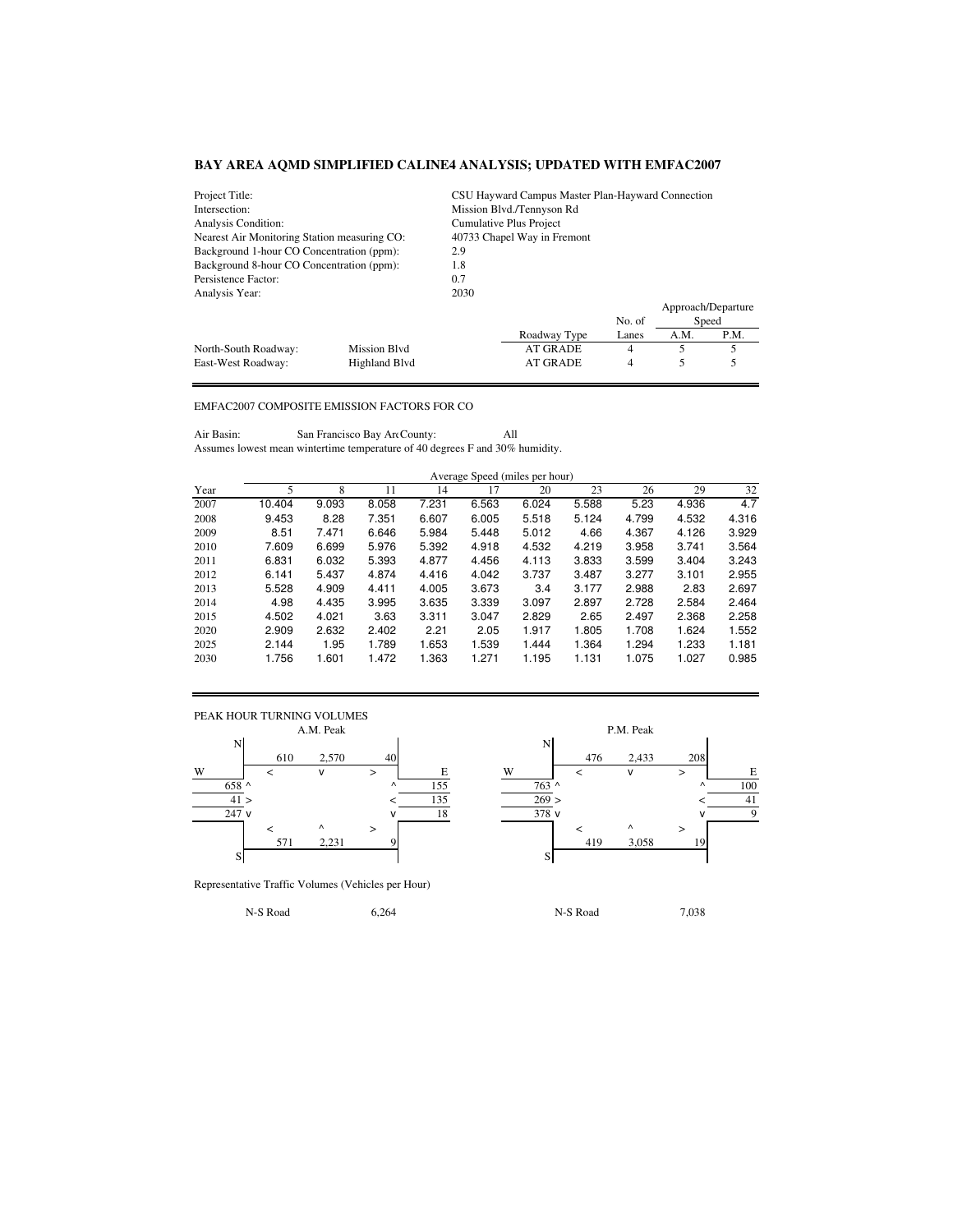## BAY AREA AQMD SIMPLIFIED CALINE4 ANALYSIS; UPDATED WITH EMFAC2007

| | |
|---|---|
| Project Title: | CSU Hayward Campus Master Plan-Hayward Connection |
| Intersection: | Mission Blvd./Tennyson Rd |
| Analysis Condition: | Cumulative Plus Project |
| Nearest Air Monitoring Station measuring CO: | 40733 Chapel Way in Fremont |
| Background 1-hour CO Concentration (ppm): | 2.9 |
| Background 8-hour CO Concentration (ppm): | 1.8 |
| Persistence Factor: | 0.7 |
| Analysis Year: | 2030 |

| | | Roadway Type | No. of Lanes | Approach/Departure Speed A.M. | Approach/Departure Speed P.M. |
|---|---|---|---|---|---|
| North-South Roadway: | Mission Blvd | AT GRADE | 4 | 5 | 5 |
| East-West Roadway: | Highland Blvd | AT GRADE | 4 | 5 | 5 |

EMFAC2007 COMPOSITE EMISSION FACTORS FOR CO

Air Basin: San Francisco Bay Ar( County: All

Assumes lowest mean wintertime temperature of 40 degrees F and 30% humidity.

| | Average Speed (miles per hour) | | | | | | | | | |
|---|---|---|---|---|---|---|---|---|---|---|
| Year | 5 | 8 | 11 | 14 | 17 | 20 | 23 | 26 | 29 | 32 |
| 2007 | 10.404 | 9.093 | 8.058 | 7.231 | 6.563 | 6.024 | 5.588 | 5.23 | 4.936 | 4.7 |
| 2008 | 9.453 | 8.28 | 7.351 | 6.607 | 6.005 | 5.518 | 5.124 | 4.799 | 4.532 | 4.316 |
| 2009 | 8.51 | 7.471 | 6.646 | 5.984 | 5.448 | 5.012 | 4.66 | 4.367 | 4.126 | 3.929 |
| 2010 | 7.609 | 6.699 | 5.976 | 5.392 | 4.918 | 4.532 | 4.219 | 3.958 | 3.741 | 3.564 |
| 2011 | 6.831 | 6.032 | 5.393 | 4.877 | 4.456 | 4.113 | 3.833 | 3.599 | 3.404 | 3.243 |
| 2012 | 6.141 | 5.437 | 4.874 | 4.416 | 4.042 | 3.737 | 3.487 | 3.277 | 3.101 | 2.955 |
| 2013 | 5.528 | 4.909 | 4.411 | 4.005 | 3.673 | 3.4 | 3.177 | 2.988 | 2.83 | 2.697 |
| 2014 | 4.98 | 4.435 | 3.995 | 3.635 | 3.339 | 3.097 | 2.897 | 2.728 | 2.584 | 2.464 |
| 2015 | 4.502 | 4.021 | 3.63 | 3.311 | 3.047 | 2.829 | 2.65 | 2.497 | 2.368 | 2.258 |
| 2020 | 2.909 | 2.632 | 2.402 | 2.21 | 2.05 | 1.917 | 1.805 | 1.708 | 1.624 | 1.552 |
| 2025 | 2.144 | 1.95 | 1.789 | 1.653 | 1.539 | 1.444 | 1.364 | 1.294 | 1.233 | 1.181 |
| 2030 | 1.756 | 1.601 | 1.472 | 1.363 | 1.271 | 1.195 | 1.131 | 1.075 | 1.027 | 0.985 |

PEAK HOUR TURNING VOLUMES

**A.M. Peak**

| Approach | Left | Through | Right |
|---|---|---|---|
| From North (southbound) | 610 | 2,570 | 40 |
| From South (northbound) | 571 | 2,231 | 9 |
| West leg | 658 ^ | 41 > | 247 v |
| East leg | 155 ^ | 135 < | 18 v |

**P.M. Peak**

| Approach | Left | Through | Right |
|---|---|---|---|
| From North (southbound) | 476 | 2,433 | 208 |
| From South (northbound) | 419 | 3,058 | 19 |
| West leg | 763 ^ | 269 > | 378 v |
| East leg | 100 ^ | 41 < | 9 v |

Representative Traffic Volumes (Vehicles per Hour)

| | A.M. | P.M. |
|---|---|---|
| N-S Road | 6,264 | 7,038 |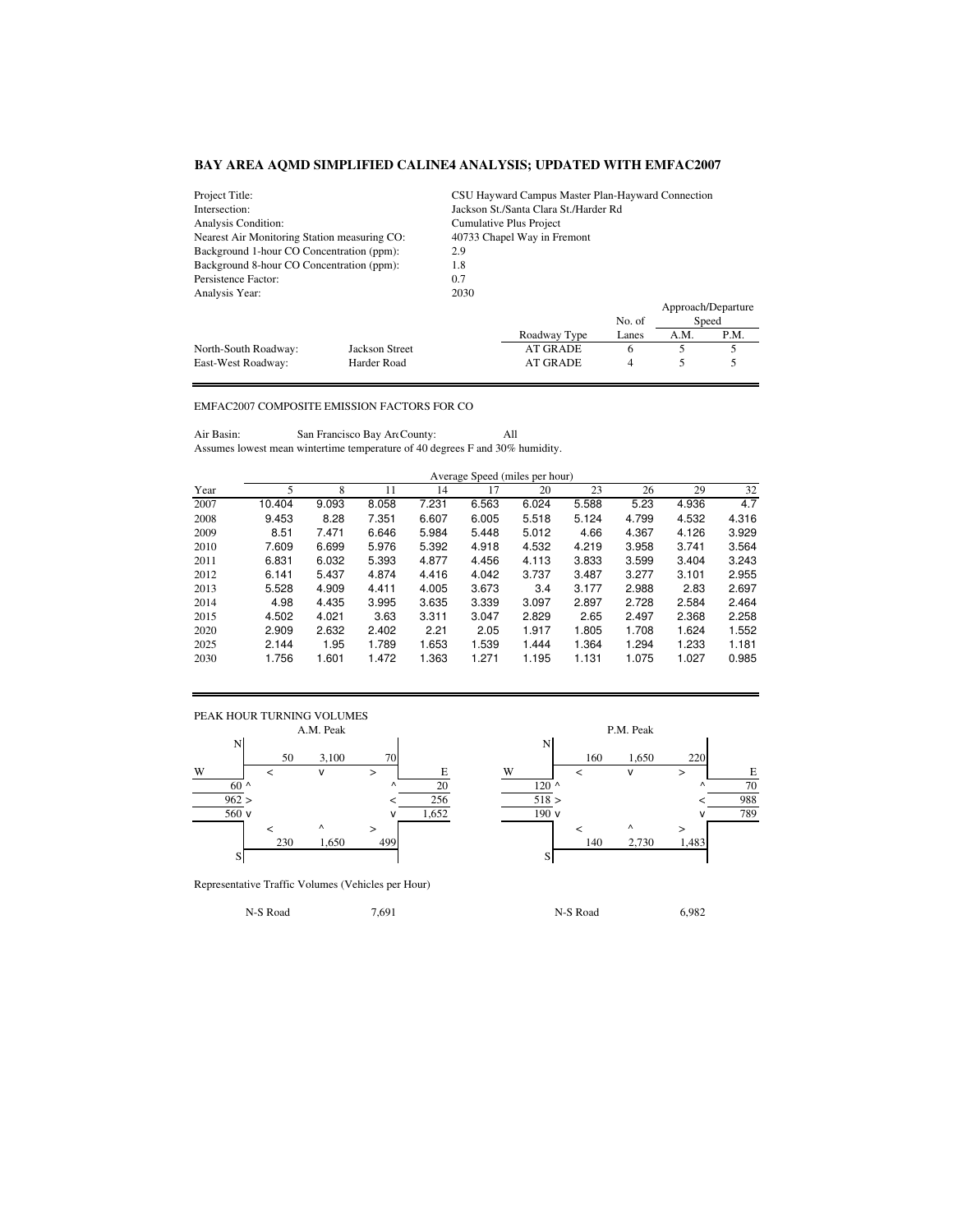## BAY AREA AQMD SIMPLIFIED CALINE4 ANALYSIS; UPDATED WITH EMFAC2007

| | |
|---|---|
| Project Title: | CSU Hayward Campus Master Plan-Hayward Connection |
| Intersection: | Jackson St./Santa Clara St./Harder Rd |
| Analysis Condition: | Cumulative Plus Project |
| Nearest Air Monitoring Station measuring CO: | 40733 Chapel Way in Fremont |
| Background 1-hour CO Concentration (ppm): | 2.9 |
| Background 8-hour CO Concentration (ppm): | 1.8 |
| Persistence Factor: | 0.7 |
| Analysis Year: | 2030 |

| | | | | Approach/Departure Speed | |
|---|---|---|---|---|---|
| | | Roadway Type | No. of Lanes | A.M. | P.M. |
| North-South Roadway: | Jackson Street | AT GRADE | 6 | 5 | 5 |
| East-West Roadway: | Harder Road | AT GRADE | 4 | 5 | 5 |

EMFAC2007 COMPOSITE EMISSION FACTORS FOR CO

Air Basin: San Francisco Bay Ar County: All

Assumes lowest mean wintertime temperature of 40 degrees F and 30% humidity.

| | Average Speed (miles per hour) | | | | | | | | | |
|---|---|---|---|---|---|---|---|---|---|---|
| Year | 5 | 8 | 11 | 14 | 17 | 20 | 23 | 26 | 29 | 32 |
| 2007 | 10.404 | 9.093 | 8.058 | 7.231 | 6.563 | 6.024 | 5.588 | 5.23 | 4.936 | 4.7 |
| 2008 | 9.453 | 8.28 | 7.351 | 6.607 | 6.005 | 5.518 | 5.124 | 4.799 | 4.532 | 4.316 |
| 2009 | 8.51 | 7.471 | 6.646 | 5.984 | 5.448 | 5.012 | 4.66 | 4.367 | 4.126 | 3.929 |
| 2010 | 7.609 | 6.699 | 5.976 | 5.392 | 4.918 | 4.532 | 4.219 | 3.958 | 3.741 | 3.564 |
| 2011 | 6.831 | 6.032 | 5.393 | 4.877 | 4.456 | 4.113 | 3.833 | 3.599 | 3.404 | 3.243 |
| 2012 | 6.141 | 5.437 | 4.874 | 4.416 | 4.042 | 3.737 | 3.487 | 3.277 | 3.101 | 2.955 |
| 2013 | 5.528 | 4.909 | 4.411 | 4.005 | 3.673 | 3.4 | 3.177 | 2.988 | 2.83 | 2.697 |
| 2014 | 4.98 | 4.435 | 3.995 | 3.635 | 3.339 | 3.097 | 2.897 | 2.728 | 2.584 | 2.464 |
| 2015 | 4.502 | 4.021 | 3.63 | 3.311 | 3.047 | 2.829 | 2.65 | 2.497 | 2.368 | 2.258 |
| 2020 | 2.909 | 2.632 | 2.402 | 2.21 | 2.05 | 1.917 | 1.805 | 1.708 | 1.624 | 1.552 |
| 2025 | 2.144 | 1.95 | 1.789 | 1.653 | 1.539 | 1.444 | 1.364 | 1.294 | 1.233 | 1.181 |
| 2030 | 1.756 | 1.601 | 1.472 | 1.363 | 1.271 | 1.195 | 1.131 | 1.075 | 1.027 | 0.985 |

PEAK HOUR TURNING VOLUMES

A.M. Peak

N

50 3,100 70

W < v > E

60 ^ 20

962 > 256

560 v 1,652

< ^ >

230 1,650 499

S

P.M. Peak

N

160 1,650 220

W < v > E

120 ^ 70

518 > 988

190 v 789

< ^ >

140 2,730 1,483

S

Representative Traffic Volumes (Vehicles per Hour)

| | A.M. | | P.M. |
|---|---|---|---|
| N-S Road | 7,691 | N-S Road | 6,982 |